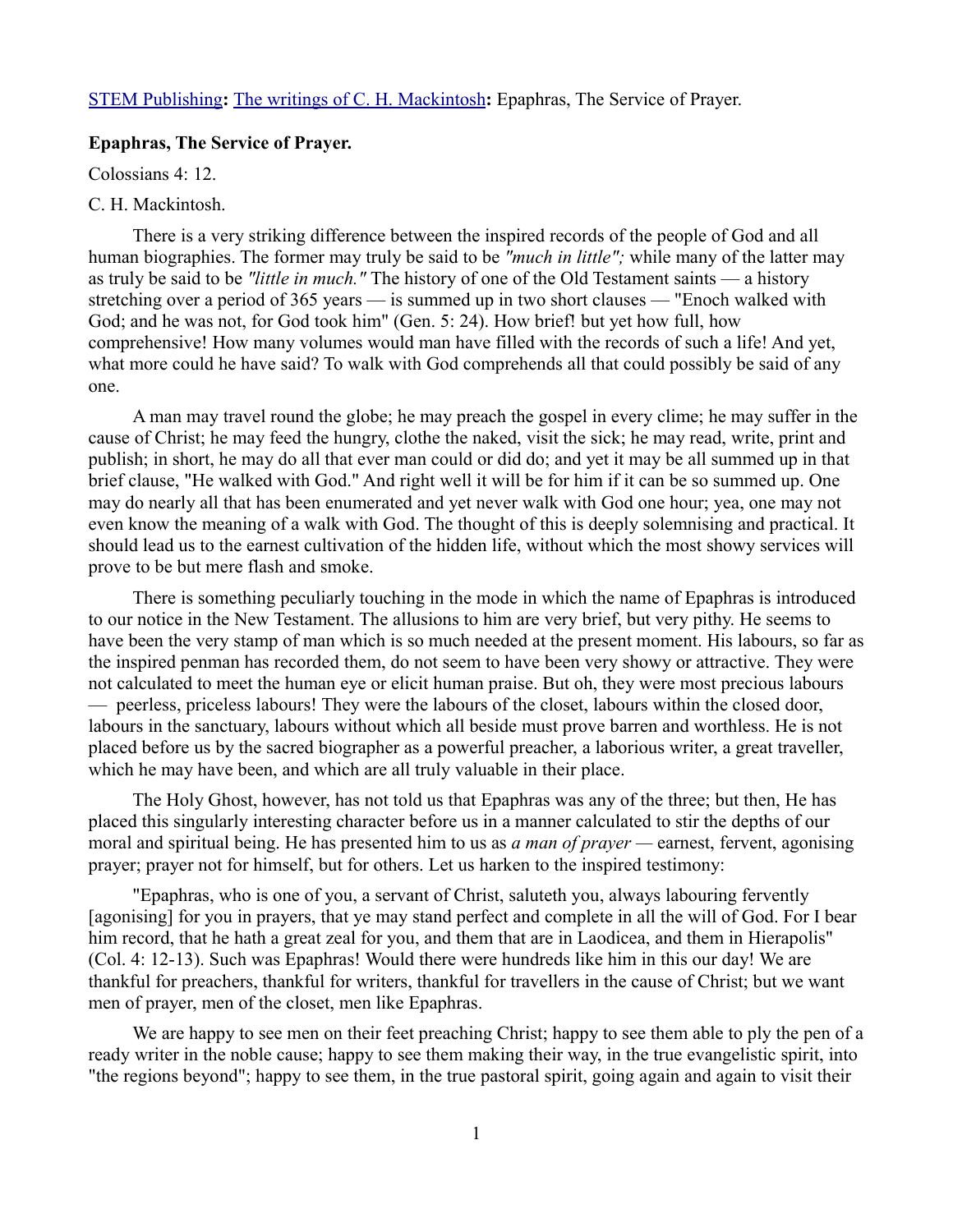[STEM Publishing](): [The writings of C. H. Mackintosh](): Epaphras, The Service of Prayer.

**Epaphras, The Service of Prayer.**

Colossians 4: 12.

C. H. Mackintosh.

There is a very striking difference between the inspired records of the people of God and all human biographies. The former may truly be said to be *"much in little";* while many of the latter may as truly be said to be *"little in much."* The history of one of the Old Testament saints — a history stretching over a period of 365 years — is summed up in two short clauses — "Enoch walked with God; and he was not, for God took him" (Gen. 5: 24). How brief! but yet how full, how comprehensive! How many volumes would man have filled with the records of such a life! And yet, what more could he have said? To walk with God comprehends all that could possibly be said of any one.

A man may travel round the globe; he may preach the gospel in every clime; he may suffer in the cause of Christ; he may feed the hungry, clothe the naked, visit the sick; he may read, write, print and publish; in short, he may do all that ever man could or did do; and yet it may be all summed up in that brief clause, "He walked with God." And right well it will be for him if it can be so summed up. One may do nearly all that has been enumerated and yet never walk with God one hour; yea, one may not even know the meaning of a walk with God. The thought of this is deeply solemnising and practical. It should lead us to the earnest cultivation of the hidden life, without which the most showy services will prove to be but mere flash and smoke.

There is something peculiarly touching in the mode in which the name of Epaphras is introduced to our notice in the New Testament. The allusions to him are very brief, but very pithy. He seems to have been the very stamp of man which is so much needed at the present moment. His labours, so far as the inspired penman has recorded them, do not seem to have been very showy or attractive. They were not calculated to meet the human eye or elicit human praise. But oh, they were most precious labours — peerless, priceless labours! They were the labours of the closet, labours within the closed door, labours in the sanctuary, labours without which all beside must prove barren and worthless. He is not placed before us by the sacred biographer as a powerful preacher, a laborious writer, a great traveller, which he may have been, and which are all truly valuable in their place.

The Holy Ghost, however, has not told us that Epaphras was any of the three; but then, He has placed this singularly interesting character before us in a manner calculated to stir the depths of our moral and spiritual being. He has presented him to us as *a man of prayer* — earnest, fervent, agonising prayer; prayer not for himself, but for others. Let us harken to the inspired testimony:

"Epaphras, who is one of you, a servant of Christ, saluteth you, always labouring fervently [agonising] for you in prayers, that ye may stand perfect and complete in all the will of God. For I bear him record, that he hath a great zeal for you, and them that are in Laodicea, and them in Hierapolis" (Col. 4: 12-13). Such was Epaphras! Would there were hundreds like him in this our day! We are thankful for preachers, thankful for writers, thankful for travellers in the cause of Christ; but we want men of prayer, men of the closet, men like Epaphras.

We are happy to see men on their feet preaching Christ; happy to see them able to ply the pen of a ready writer in the noble cause; happy to see them making their way, in the true evangelistic spirit, into "the regions beyond"; happy to see them, in the true pastoral spirit, going again and again to visit their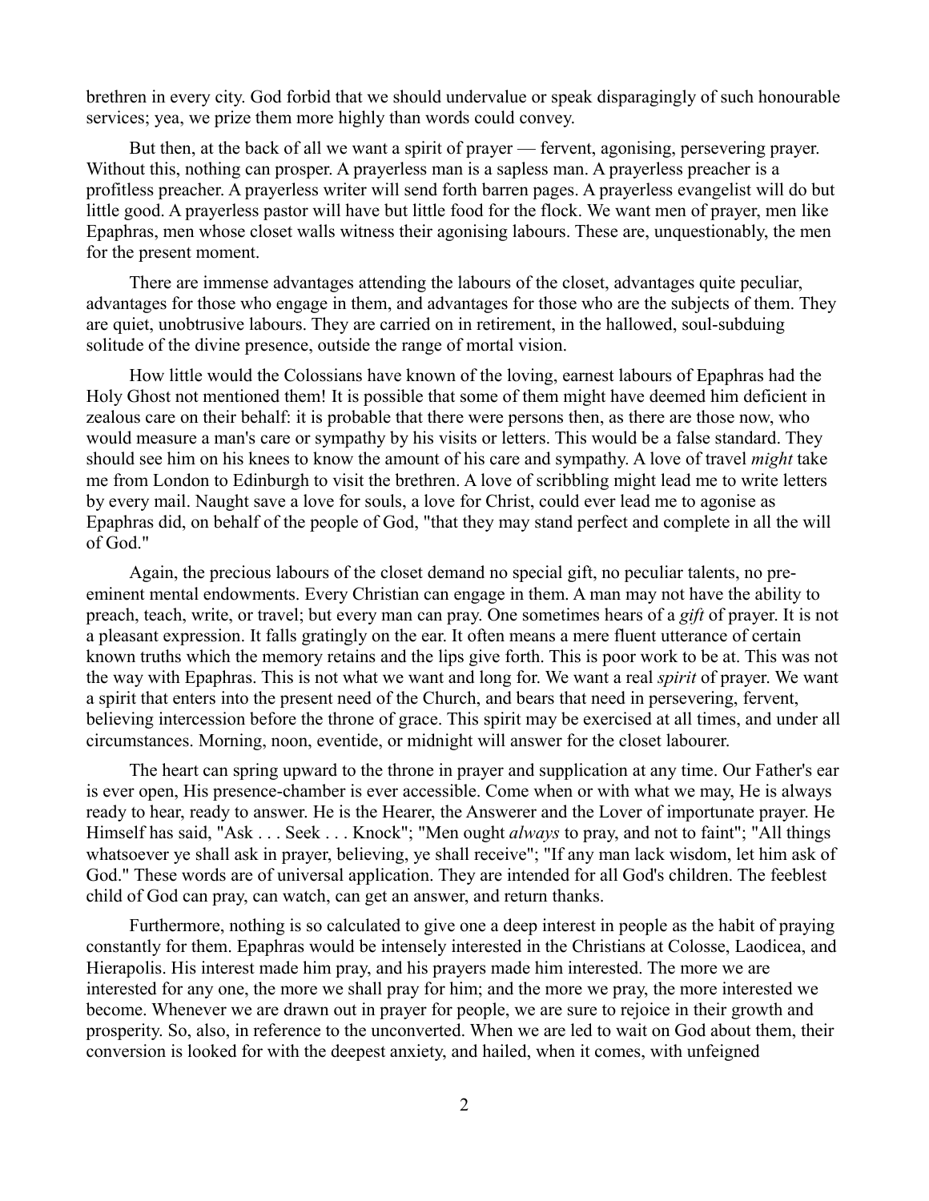brethren in every city. God forbid that we should undervalue or speak disparagingly of such honourable services; yea, we prize them more highly than words could convey.

But then, at the back of all we want a spirit of prayer — fervent, agonising, persevering prayer. Without this, nothing can prosper. A prayerless man is a sapless man. A prayerless preacher is a profitless preacher. A prayerless writer will send forth barren pages. A prayerless evangelist will do but little good. A prayerless pastor will have but little food for the flock. We want men of prayer, men like Epaphras, men whose closet walls witness their agonising labours. These are, unquestionably, the men for the present moment.

There are immense advantages attending the labours of the closet, advantages quite peculiar, advantages for those who engage in them, and advantages for those who are the subjects of them. They are quiet, unobtrusive labours. They are carried on in retirement, in the hallowed, soul-subduing solitude of the divine presence, outside the range of mortal vision.

How little would the Colossians have known of the loving, earnest labours of Epaphras had the Holy Ghost not mentioned them! It is possible that some of them might have deemed him deficient in zealous care on their behalf: it is probable that there were persons then, as there are those now, who would measure a man's care or sympathy by his visits or letters. This would be a false standard. They should see him on his knees to know the amount of his care and sympathy. A love of travel *might* take me from London to Edinburgh to visit the brethren. A love of scribbling might lead me to write letters by every mail. Naught save a love for souls, a love for Christ, could ever lead me to agonise as Epaphras did, on behalf of the people of God, "that they may stand perfect and complete in all the will of God."

Again, the precious labours of the closet demand no special gift, no peculiar talents, no pre-eminent mental endowments. Every Christian can engage in them. A man may not have the ability to preach, teach, write, or travel; but every man can pray. One sometimes hears of a *gift* of prayer. It is not a pleasant expression. It falls gratingly on the ear. It often means a mere fluent utterance of certain known truths which the memory retains and the lips give forth. This is poor work to be at. This was not the way with Epaphras. This is not what we want and long for. We want a real *spirit* of prayer. We want a spirit that enters into the present need of the Church, and bears that need in persevering, fervent, believing intercession before the throne of grace. This spirit may be exercised at all times, and under all circumstances. Morning, noon, eventide, or midnight will answer for the closet labourer.

The heart can spring upward to the throne in prayer and supplication at any time. Our Father's ear is ever open, His presence-chamber is ever accessible. Come when or with what we may, He is always ready to hear, ready to answer. He is the Hearer, the Answerer and the Lover of importunate prayer. He Himself has said, "Ask . . . Seek . . . Knock"; "Men ought *always* to pray, and not to faint"; "All things whatsoever ye shall ask in prayer, believing, ye shall receive"; "If any man lack wisdom, let him ask of God." These words are of universal application. They are intended for all God's children. The feeblest child of God can pray, can watch, can get an answer, and return thanks.

Furthermore, nothing is so calculated to give one a deep interest in people as the habit of praying constantly for them. Epaphras would be intensely interested in the Christians at Colosse, Laodicea, and Hierapolis. His interest made him pray, and his prayers made him interested. The more we are interested for any one, the more we shall pray for him; and the more we pray, the more interested we become. Whenever we are drawn out in prayer for people, we are sure to rejoice in their growth and prosperity. So, also, in reference to the unconverted. When we are led to wait on God about them, their conversion is looked for with the deepest anxiety, and hailed, when it comes, with unfeigned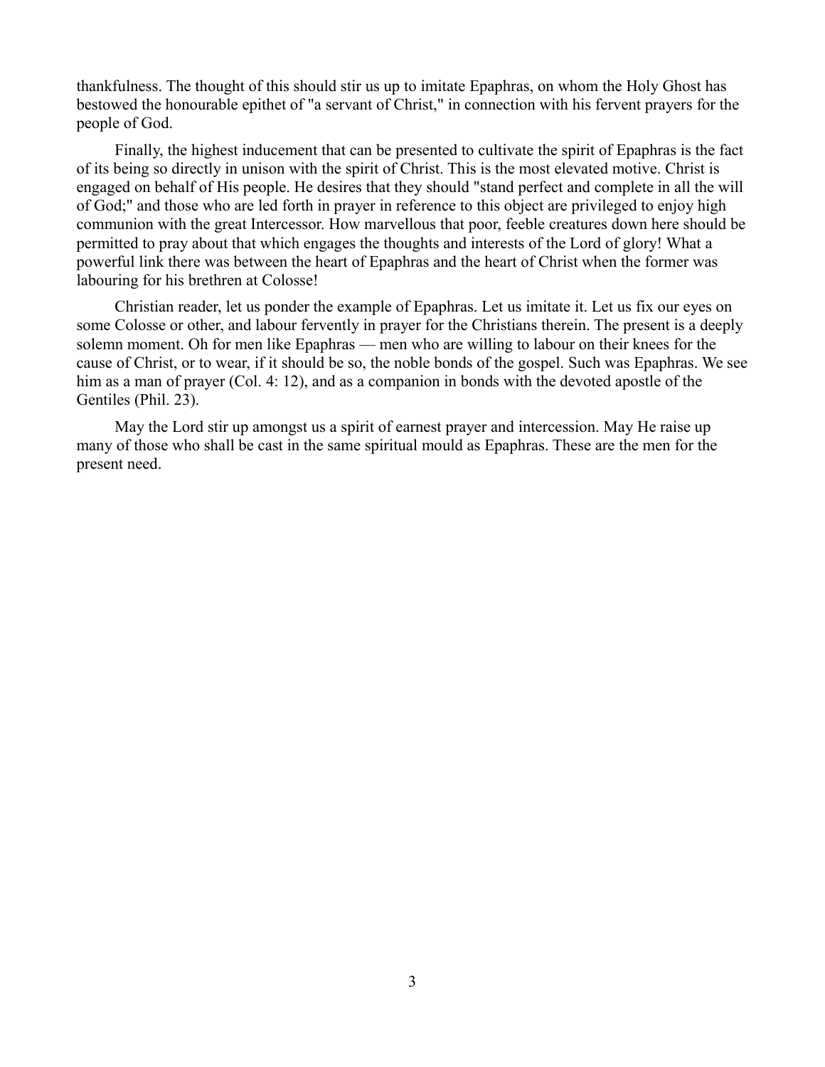thankfulness. The thought of this should stir us up to imitate Epaphras, on whom the Holy Ghost has bestowed the honourable epithet of "a servant of Christ," in connection with his fervent prayers for the people of God.

Finally, the highest inducement that can be presented to cultivate the spirit of Epaphras is the fact of its being so directly in unison with the spirit of Christ. This is the most elevated motive. Christ is engaged on behalf of His people. He desires that they should "stand perfect and complete in all the will of God;" and those who are led forth in prayer in reference to this object are privileged to enjoy high communion with the great Intercessor. How marvellous that poor, feeble creatures down here should be permitted to pray about that which engages the thoughts and interests of the Lord of glory! What a powerful link there was between the heart of Epaphras and the heart of Christ when the former was labouring for his brethren at Colosse!

Christian reader, let us ponder the example of Epaphras. Let us imitate it. Let us fix our eyes on some Colosse or other, and labour fervently in prayer for the Christians therein. The present is a deeply solemn moment. Oh for men like Epaphras — men who are willing to labour on their knees for the cause of Christ, or to wear, if it should be so, the noble bonds of the gospel. Such was Epaphras. We see him as a man of prayer (Col. 4: 12), and as a companion in bonds with the devoted apostle of the Gentiles (Phil. 23).

May the Lord stir up amongst us a spirit of earnest prayer and intercession. May He raise up many of those who shall be cast in the same spiritual mould as Epaphras. These are the men for the present need.